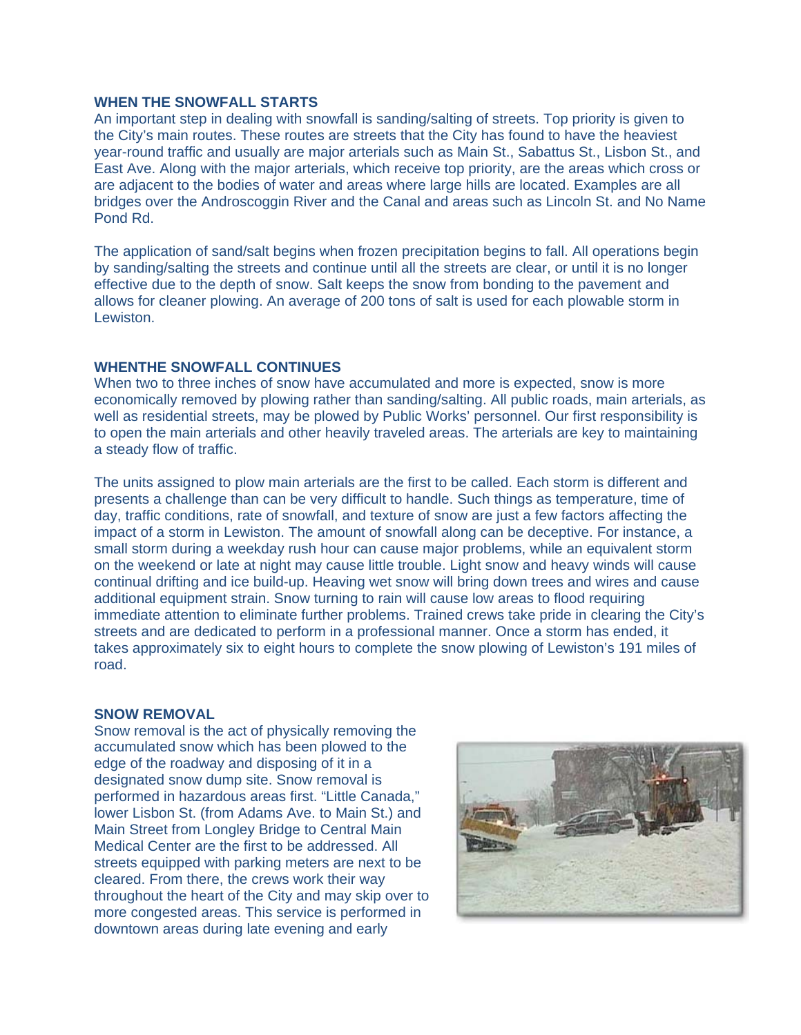**WHEN THE SNOWFALL STARTS**

An important step in dealing with snowfall is sanding/salting of streets. Top priority is given to the City's main routes. These routes are streets that the City has found to have the heaviest year-round traffic and usually are major arterials such as Main St., Sabattus St., Lisbon St., and East Ave. Along with the major arterials, which receive top priority, are the areas which cross or are adjacent to the bodies of water and areas where large hills are located. Examples are all bridges over the Androscoggin River and the Canal and areas such as Lincoln St. and No Name Pond Rd.

The application of sand/salt begins when frozen precipitation begins to fall. All operations begin by sanding/salting the streets and continue until all the streets are clear, or until it is no longer effective due to the depth of snow. Salt keeps the snow from bonding to the pavement and allows for cleaner plowing. An average of 200 tons of salt is used for each plowable storm in Lewiston.

**WHENTHE SNOWFALL CONTINUES**

When two to three inches of snow have accumulated and more is expected, snow is more economically removed by plowing rather than sanding/salting. All public roads, main arterials, as well as residential streets, may be plowed by Public Works' personnel. Our first responsibility is to open the main arterials and other heavily traveled areas. The arterials are key to maintaining a steady flow of traffic.

The units assigned to plow main arterials are the first to be called. Each storm is different and presents a challenge than can be very difficult to handle. Such things as temperature, time of day, traffic conditions, rate of snowfall, and texture of snow are just a few factors affecting the impact of a storm in Lewiston. The amount of snowfall along can be deceptive. For instance, a small storm during a weekday rush hour can cause major problems, while an equivalent storm on the weekend or late at night may cause little trouble. Light snow and heavy winds will cause continual drifting and ice build-up. Heaving wet snow will bring down trees and wires and cause additional equipment strain. Snow turning to rain will cause low areas to flood requiring immediate attention to eliminate further problems. Trained crews take pride in clearing the City's streets and are dedicated to perform in a professional manner. Once a storm has ended, it takes approximately six to eight hours to complete the snow plowing of Lewiston's 191 miles of road.

**SNOW REMOVAL**

Snow removal is the act of physically removing the accumulated snow which has been plowed to the edge of the roadway and disposing of it in a designated snow dump site. Snow removal is performed in hazardous areas first. "Little Canada," lower Lisbon St. (from Adams Ave. to Main St.) and Main Street from Longley Bridge to Central Main Medical Center are the first to be addressed. All streets equipped with parking meters are next to be cleared. From there, the crews work their way throughout the heart of the City and may skip over to more congested areas. This service is performed in downtown areas during late evening and early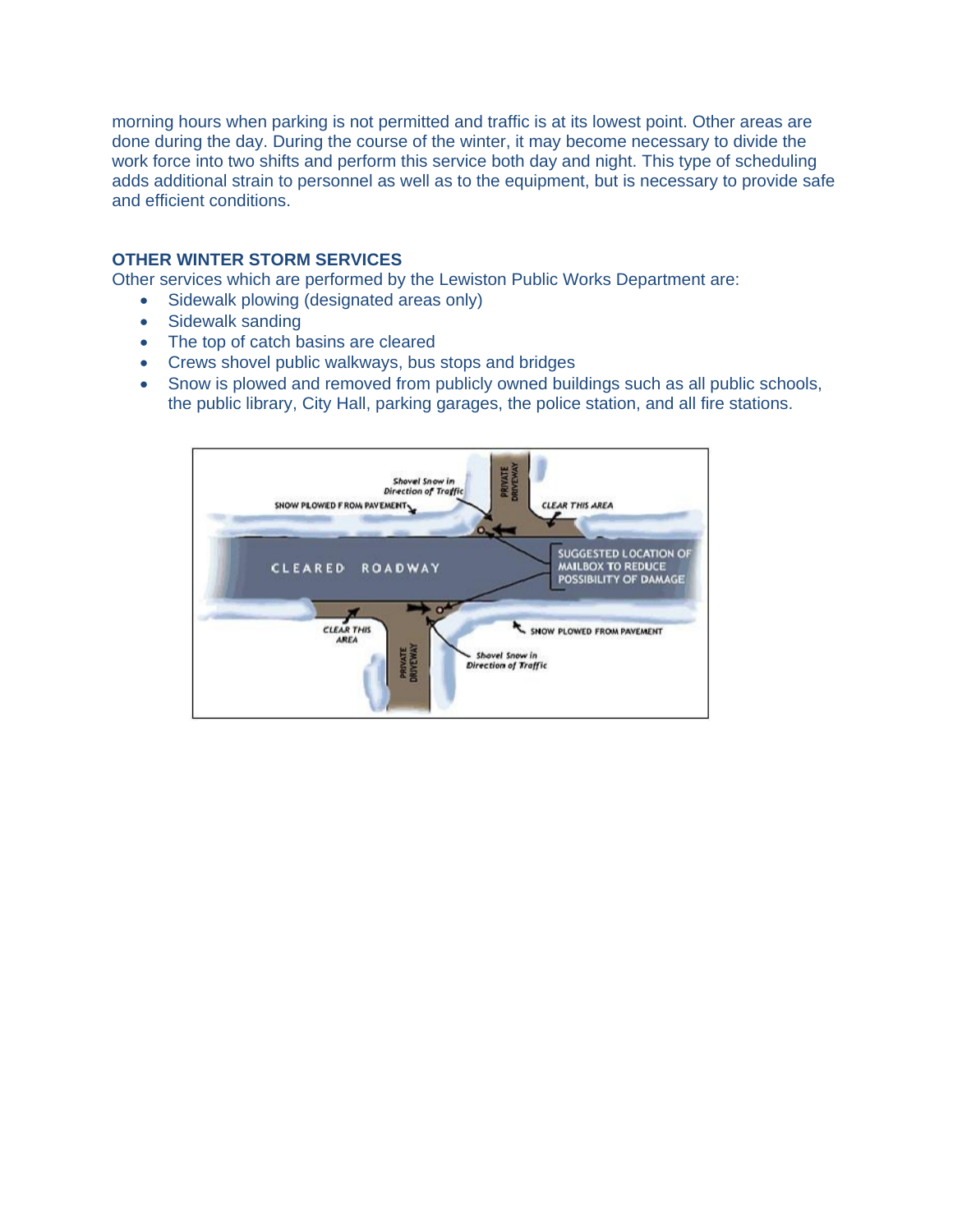morning hours when parking is not permitted and traffic is at its lowest point. Other areas are done during the day. During the course of the winter, it may become necessary to divide the work force into two shifts and perform this service both day and night. This type of scheduling adds additional strain to personnel as well as to the equipment, but is necessary to provide safe and efficient conditions.

## OTHER WINTER STORM SERVICES

Other services which are performed by the Lewiston Public Works Department are:

- Sidewalk plowing (designated areas only)
- Sidewalk sanding
- The top of catch basins are cleared
- Crews shovel public walkways, bus stops and bridges
- Snow is plowed and removed from publicly owned buildings such as all public schools, the public library, City Hall, parking garages, the police station, and all fire stations.

Shovel Snow in Direction of Traffic
SNOW PLOWED FROM PAVEMENT
PRIVATE DRIVEWAY
CLEAR THIS AREA
CLEARED ROADWAY
SUGGESTED LOCATION OF MAILBOX TO REDUCE POSSIBILITY OF DAMAGE
CLEAR THIS AREA
PRIVATE DRIVEWAY
SNOW PLOWED FROM PAVEMENT
Shovel Snow in Direction of Traffic